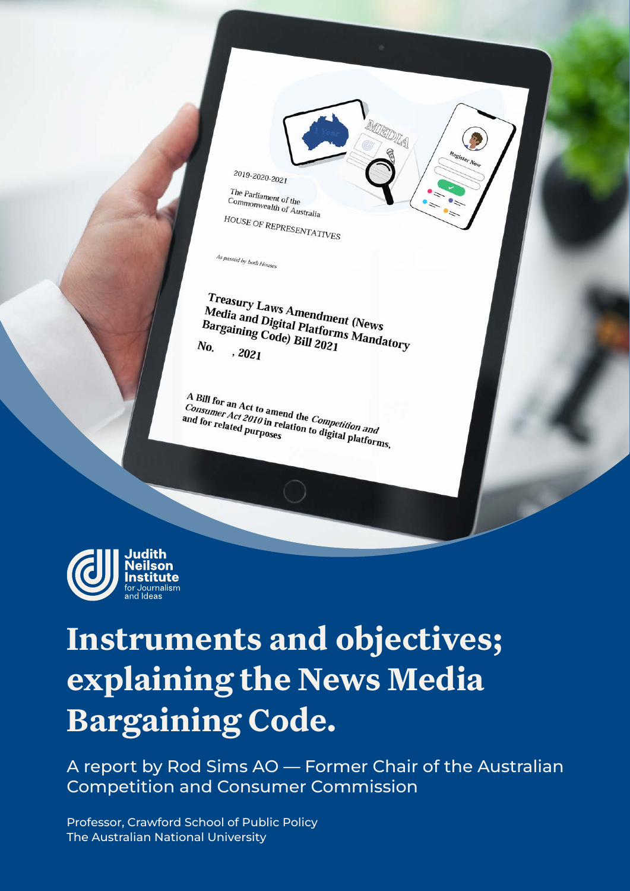Judith Neilson Institute for Journalism and Ideas

# Instruments and objectives; explaining the News Media Bargaining Code.

A report by Rod Sims AO — Former Chair of the Australian Competition and Consumer Commission

Professor, Crawford School of Public Policy
The Australian National University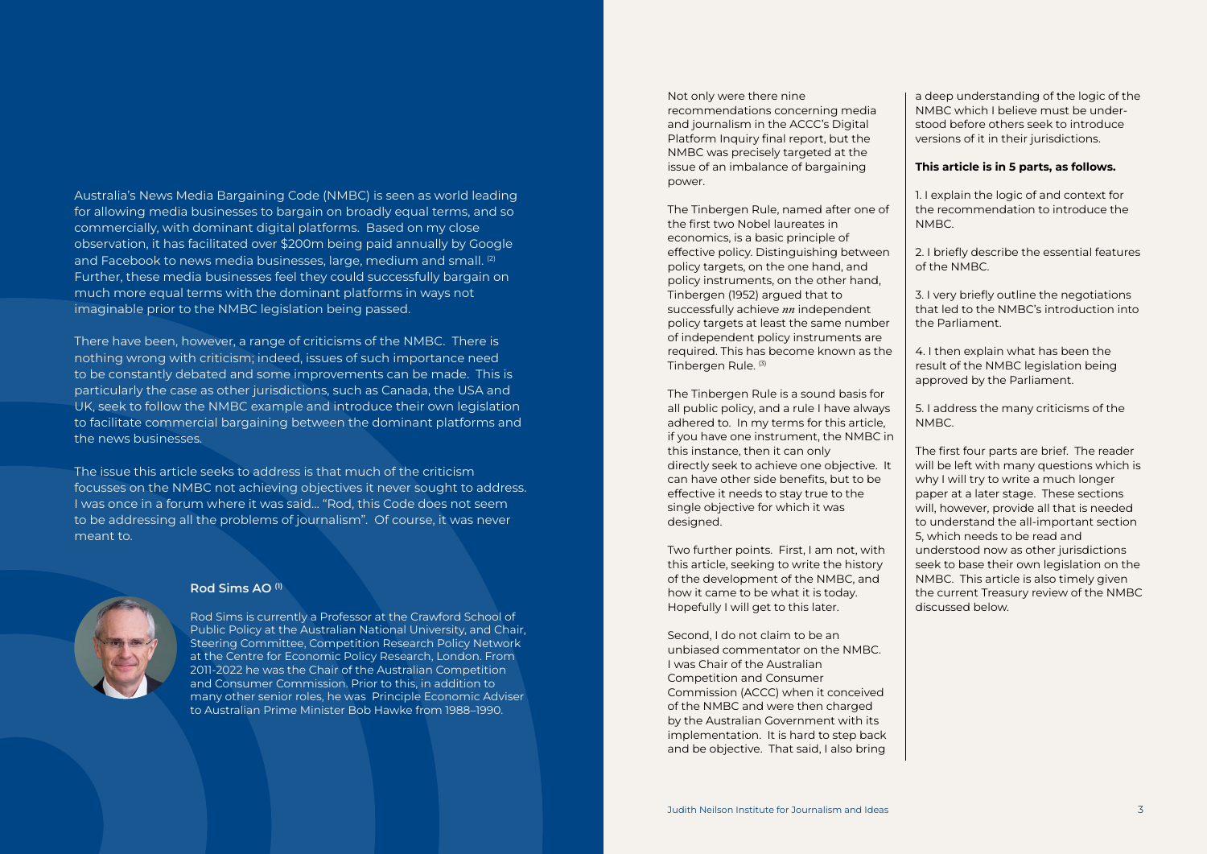Australia's News Media Bargaining Code (NMBC) is seen as world leading for allowing media businesses to bargain on broadly equal terms, and so commercially, with dominant digital platforms. Based on my close observation, it has facilitated over $200m being paid annually by Google and Facebook to news media businesses, large, medium and small. [2] Further, these media businesses feel they could successfully bargain on much more equal terms with the dominant platforms in ways not imaginable prior to the NMBC legislation being passed.

There have been, however, a range of criticisms of the NMBC. There is nothing wrong with criticism; indeed, issues of such importance need to be constantly debated and some improvements can be made. This is particularly the case as other jurisdictions, such as Canada, the USA and UK, seek to follow the NMBC example and introduce their own legislation to facilitate commercial bargaining between the dominant platforms and the news businesses.

The issue this article seeks to address is that much of the criticism focusses on the NMBC not achieving objectives it never sought to address. I was once in a forum where it was said… "Rod, this Code does not seem to be addressing all the problems of journalism". Of course, it was never meant to.

**Rod Sims AO [1]**

Rod Sims is currently a Professor at the Crawford School of Public Policy at the Australian National University, and Chair, Steering Committee, Competition Research Policy Network at the Centre for Economic Policy Research, London. From 2011-2022 he was the Chair of the Australian Competition and Consumer Commission. Prior to this, in addition to many other senior roles, he was Principle Economic Adviser to Australian Prime Minister Bob Hawke from 1988–1990.

Not only were there nine recommendations concerning media and journalism in the ACCC's Digital Platform Inquiry final report, but the NMBC was precisely targeted at the issue of an imbalance of bargaining power.

The Tinbergen Rule, named after one of the first two Nobel laureates in economics, is a basic principle of effective policy. Distinguishing between policy targets, on the one hand, and policy instruments, on the other hand, Tinbergen (1952) argued that to successfully achieve $m$ independent policy targets at least the same number of independent policy instruments are required. This has become known as the Tinbergen Rule. [3]

The Tinbergen Rule is a sound basis for all public policy, and a rule I have always adhered to. In my terms for this article, if you have one instrument, the NMBC in this instance, then it can only directly seek to achieve one objective. It can have other side benefits, but to be effective it needs to stay true to the single objective for which it was designed.

Two further points. First, I am not, with this article, seeking to write the history of the development of the NMBC, and how it came to be what it is today. Hopefully I will get to this later.

Second, I do not claim to be an unbiased commentator on the NMBC. I was Chair of the Australian Competition and Consumer Commission (ACCC) when it conceived of the NMBC and were then charged by the Australian Government with its implementation. It is hard to step back and be objective. That said, I also bring a deep understanding of the logic of the NMBC which I believe must be understood before others seek to introduce versions of it in their jurisdictions.

**This article is in 5 parts, as follows.**

1. I explain the logic of and context for the recommendation to introduce the NMBC.

2. I briefly describe the essential features of the NMBC.

3. I very briefly outline the negotiations that led to the NMBC's introduction into the Parliament.

4. I then explain what has been the result of the NMBC legislation being approved by the Parliament.

5. I address the many criticisms of the NMBC.

The first four parts are brief. The reader will be left with many questions which is why I will try to write a much longer paper at a later stage. These sections will, however, provide all that is needed to understand the all-important section 5, which needs to be read and understood now as other jurisdictions seek to base their own legislation on the NMBC. This article is also timely given the current Treasury review of the NMBC discussed below.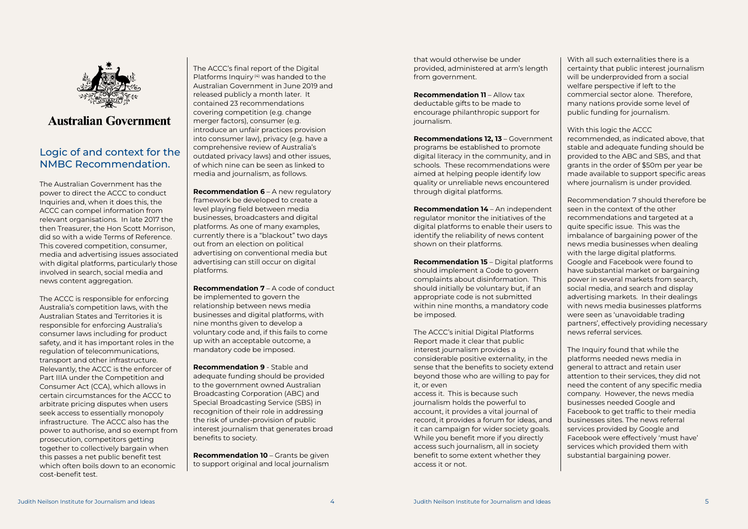Australian Government

## Logic of and context for the NMBC Recommendation.

The Australian Government has the power to direct the ACCC to conduct Inquiries and, when it does this, the ACCC can compel information from relevant organisations. In late 2017 the then Treasurer, the Hon Scott Morrison, did so with a wide Terms of Reference. This covered competition, consumer, media and advertising issues associated with digital platforms, particularly those involved in search, social media and news content aggregation.

The ACCC is responsible for enforcing Australia's competition laws, with the Australian States and Territories it is responsible for enforcing Australia's consumer laws including for product safety, and it has important roles in the regulation of telecommunications, transport and other infrastructure. Relevantly, the ACCC is the enforcer of Part IIIA under the Competition and Consumer Act (CCA), which allows in certain circumstances for the ACCC to arbitrate pricing disputes when users seek access to essentially monopoly infrastructure. The ACCC also has the power to authorise, and so exempt from prosecution, competitors getting together to collectively bargain when this passes a net public benefit test which often boils down to an economic cost-benefit test.

The ACCC's final report of the Digital Platforms Inquiry [4] was handed to the Australian Government in June 2019 and released publicly a month later. It contained 23 recommendations covering competition (e.g. change merger factors), consumer (e.g. introduce an unfair practices provision into consumer law), privacy (e.g. have a comprehensive review of Australia's outdated privacy laws) and other issues, of which nine can be seen as linked to media and journalism, as follows.

**Recommendation 6** – A new regulatory framework be developed to create a level playing field between media businesses, broadcasters and digital platforms. As one of many examples, currently there is a "blackout" two days out from an election on political advertising on conventional media but advertising can still occur on digital platforms.

**Recommendation 7** – A code of conduct be implemented to govern the relationship between news media businesses and digital platforms, with nine months given to develop a voluntary code and, if this fails to come up with an acceptable outcome, a mandatory code be imposed.

**Recommendation 9** - Stable and adequate funding should be provided to the government owned Australian Broadcasting Corporation (ABC) and Special Broadcasting Service (SBS) in recognition of their role in addressing the risk of under-provision of public interest journalism that generates broad benefits to society.

**Recommendation 10** – Grants be given to support original and local journalism that would otherwise be under provided, administered at arm's length from government.

**Recommendation 11** – Allow tax deductable gifts to be made to encourage philanthropic support for journalism.

**Recommendations 12, 13** – Government programs be established to promote digital literacy in the community, and in schools. These recommendations were aimed at helping people identify low quality or unreliable news encountered through digital platforms.

**Recommendation 14** – An independent regulator monitor the initiatives of the digital platforms to enable their users to identify the reliability of news content shown on their platforms.

**Recommendation 15** – Digital platforms should implement a Code to govern complaints about disinformation. This should initially be voluntary but, if an appropriate code is not submitted within nine months, a mandatory code be imposed.

The ACCC's initial Digital Platforms Report made it clear that public interest journalism provides a considerable positive externality, in the sense that the benefits to society extend beyond those who are willing to pay for it, or even access it. This is because such journalism holds the powerful to account, it provides a vital journal of record, it provides a forum for ideas, and it can campaign for wider society goals. While you benefit more if you directly access such journalism, all in society benefit to some extent whether they access it or not.

With all such externalities there is a certainty that public interest journalism will be underprovided from a social welfare perspective if left to the commercial sector alone. Therefore, many nations provide some level of public funding for journalism.

With this logic the ACCC recommended, as indicated above, that stable and adequate funding should be provided to the ABC and SBS, and that grants in the order of $50m per year be made available to support specific areas where journalism is under provided.

Recommendation 7 should therefore be seen in the context of the other recommendations and targeted at a quite specific issue. This was the imbalance of bargaining power of the news media businesses when dealing with the large digital platforms. Google and Facebook were found to have substantial market or bargaining power in several markets from search, social media, and search and display advertising markets. In their dealings with news media businesses platforms were seen as 'unavoidable trading partners', effectively providing necessary news referral services.

The Inquiry found that while the platforms needed news media in general to attract and retain user attention to their services, they did not need the content of any specific media company. However, the news media businesses needed Google and Facebook to get traffic to their media businesses sites. The news referral services provided by Google and Facebook were effectively 'must have' services which provided them with substantial bargaining power.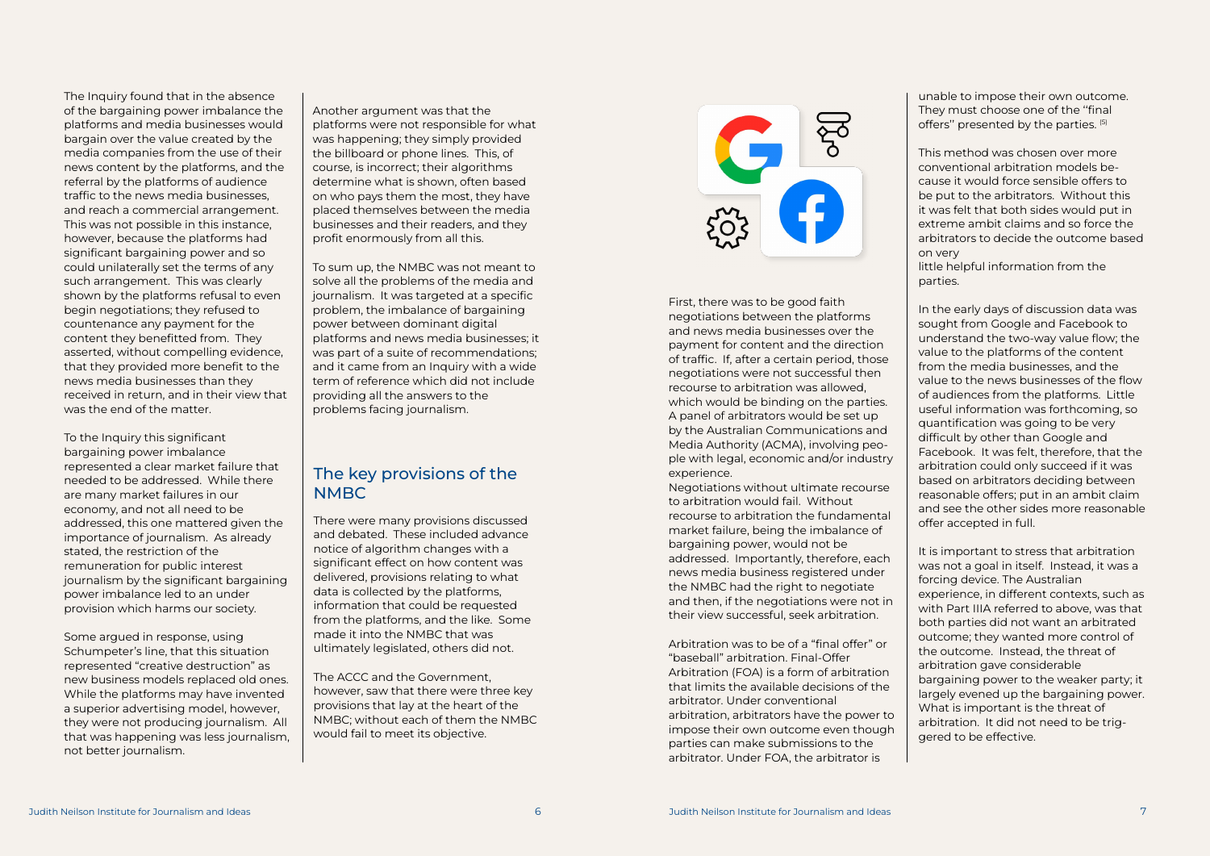The Inquiry found that in the absence of the bargaining power imbalance the platforms and media businesses would bargain over the value created by the media companies from the use of their news content by the platforms, and the referral by the platforms of audience traffic to the news media businesses, and reach a commercial arrangement. This was not possible in this instance, however, because the platforms had significant bargaining power and so could unilaterally set the terms of any such arrangement. This was clearly shown by the platforms refusal to even begin negotiations; they refused to countenance any payment for the content they benefitted from. They asserted, without compelling evidence, that they provided more benefit to the news media businesses than they received in return, and in their view that was the end of the matter.

To the Inquiry this significant bargaining power imbalance represented a clear market failure that needed to be addressed. While there are many market failures in our economy, and not all need to be addressed, this one mattered given the importance of journalism. As already stated, the restriction of the remuneration for public interest journalism by the significant bargaining power imbalance led to an under provision which harms our society.

Some argued in response, using Schumpeter's line, that this situation represented "creative destruction" as new business models replaced old ones. While the platforms may have invented a superior advertising model, however, they were not producing journalism. All that was happening was less journalism, not better journalism.

Another argument was that the platforms were not responsible for what was happening; they simply provided the billboard or phone lines. This, of course, is incorrect; their algorithms determine what is shown, often based on who pays them the most, they have placed themselves between the media businesses and their readers, and they profit enormously from all this.

To sum up, the NMBC was not meant to solve all the problems of the media and journalism. It was targeted at a specific problem, the imbalance of bargaining power between dominant digital platforms and news media businesses; it was part of a suite of recommendations; and it came from an Inquiry with a wide term of reference which did not include providing all the answers to the problems facing journalism.

## The key provisions of the NMBC

There were many provisions discussed and debated. These included advance notice of algorithm changes with a significant effect on how content was delivered, provisions relating to what data is collected by the platforms, information that could be requested from the platforms, and the like. Some made it into the NMBC that was ultimately legislated, others did not.

The ACCC and the Government, however, saw that there were three key provisions that lay at the heart of the NMBC; without each of them the NMBC would fail to meet its objective.

First, there was to be good faith negotiations between the platforms and news media businesses over the payment for content and the direction of traffic. If, after a certain period, those negotiations were not successful then recourse to arbitration was allowed, which would be binding on the parties. A panel of arbitrators would be set up by the Australian Communications and Media Authority (ACMA), involving people with legal, economic and/or industry experience.

Negotiations without ultimate recourse to arbitration would fail. Without recourse to arbitration the fundamental market failure, being the imbalance of bargaining power, would not be addressed. Importantly, therefore, each news media business registered under the NMBC had the right to negotiate and then, if the negotiations were not in their view successful, seek arbitration.

Arbitration was to be of a "final offer" or "baseball" arbitration. Final-Offer Arbitration (FOA) is a form of arbitration that limits the available decisions of the arbitrator. Under conventional arbitration, arbitrators have the power to impose their own outcome even though parties can make submissions to the arbitrator. Under FOA, the arbitrator is unable to impose their own outcome. They must choose one of the "final offers" presented by the parties. [5]

This method was chosen over more conventional arbitration models because it would force sensible offers to be put to the arbitrators. Without this it was felt that both sides would put in extreme ambit claims and so force the arbitrators to decide the outcome based on very little helpful information from the parties.

In the early days of discussion data was sought from Google and Facebook to understand the two-way value flow; the value to the platforms of the content from the media businesses, and the value to the news businesses of the flow of audiences from the platforms. Little useful information was forthcoming, so quantification was going to be very difficult by other than Google and Facebook. It was felt, therefore, that the arbitration could only succeed if it was based on arbitrators deciding between reasonable offers; put in an ambit claim and see the other sides more reasonable offer accepted in full.

It is important to stress that arbitration was not a goal in itself. Instead, it was a forcing device. The Australian experience, in different contexts, such as with Part IIIA referred to above, was that both parties did not want an arbitrated outcome; they wanted more control of the outcome. Instead, the threat of arbitration gave considerable bargaining power to the weaker party; it largely evened up the bargaining power. What is important is the threat of arbitration. It did not need to be triggered to be effective.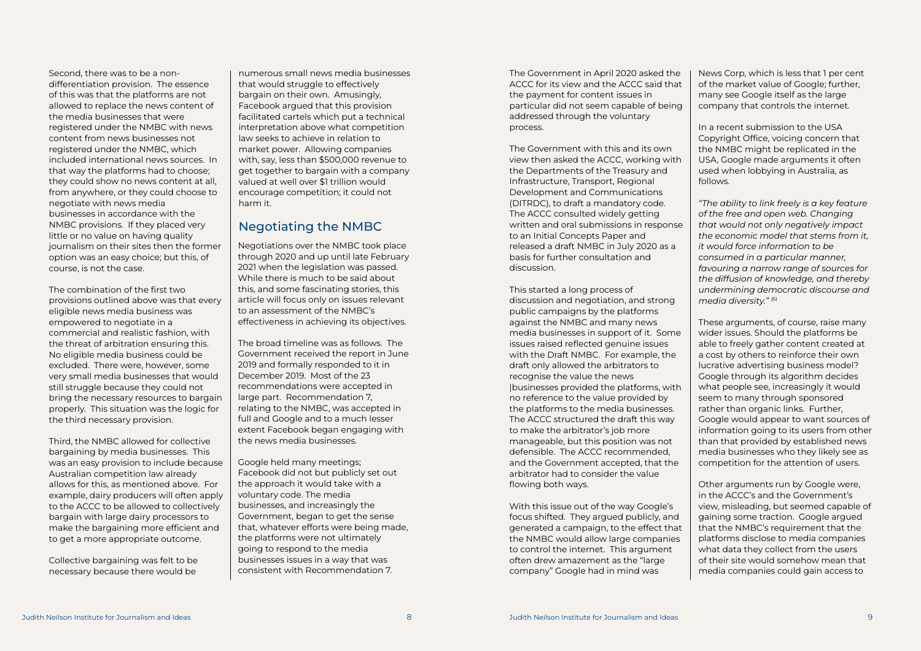Second, there was to be a non-differentiation provision. The essence of this was that the platforms are not allowed to replace the news content of the media businesses that were registered under the NMBC with news content from news businesses not registered under the NMBC, which included international news sources. In that way the platforms had to choose; they could show no news content at all, from anywhere, or they could choose to negotiate with news media businesses in accordance with the NMBC provisions. If they placed very little or no value on having quality journalism on their sites then the former option was an easy choice; but this, of course, is not the case.

The combination of the first two provisions outlined above was that every eligible news media business was empowered to negotiate in a commercial and realistic fashion, with the threat of arbitration ensuring this. No eligible media business could be excluded. There were, however, some very small media businesses that would still struggle because they could not bring the necessary resources to bargain properly. This situation was the logic for the third necessary provision.

Third, the NMBC allowed for collective bargaining by media businesses. This was an easy provision to include because Australian competition law already allows for this, as mentioned above. For example, dairy producers will often apply to the ACCC to be allowed to collectively bargain with large dairy processors to make the bargaining more efficient and to get a more appropriate outcome.

Collective bargaining was felt to be necessary because there would be numerous small news media businesses that would struggle to effectively bargain on their own. Amusingly, Facebook argued that this provision facilitated cartels which put a technical interpretation above what competition law seeks to achieve in relation to market power. Allowing companies with, say, less than $500,000 revenue to get together to bargain with a company valued at well over $1 trillion would encourage competition; it could not harm it.

## Negotiating the NMBC

Negotiations over the NMBC took place through 2020 and up until late February 2021 when the legislation was passed. While there is much to be said about this, and some fascinating stories, this article will focus only on issues relevant to an assessment of the NMBC's effectiveness in achieving its objectives.

The broad timeline was as follows. The Government received the report in June 2019 and formally responded to it in December 2019. Most of the 23 recommendations were accepted in large part. Recommendation 7, relating to the NMBC, was accepted in full and Google and to a much lesser extent Facebook began engaging with the news media businesses.

Google held many meetings; Facebook did not but publicly set out the approach it would take with a voluntary code. The media businesses, and increasingly the Government, began to get the sense that, whatever efforts were being made, the platforms were not ultimately going to respond to the media businesses issues in a way that was consistent with Recommendation 7.

The Government in April 2020 asked the ACCC for its view and the ACCC said that the payment for content issues in particular did not seem capable of being addressed through the voluntary process.

The Government with this and its own view then asked the ACCC, working with the Departments of the Treasury and Infrastructure, Transport, Regional Development and Communications (DITRDC), to draft a mandatory code. The ACCC consulted widely getting written and oral submissions in response to an Initial Concepts Paper and released a draft NMBC in July 2020 as a basis for further consultation and discussion.

This started a long process of discussion and negotiation, and strong public campaigns by the platforms against the NMBC and many news media businesses in support of it. Some issues raised reflected genuine issues with the Draft NMBC. For example, the draft only allowed the arbitrators to recognise the value the news |businesses provided the platforms, with no reference to the value provided by the platforms to the media businesses. The ACCC structured the draft this way to make the arbitrator's job more manageable, but this position was not defensible. The ACCC recommended, and the Government accepted, that the arbitrator had to consider the value flowing both ways.

With this issue out of the way Google's focus shifted. They argued publicly, and generated a campaign, to the effect that the NMBC would allow large companies to control the internet. This argument often drew amazement as the "large company" Google had in mind was News Corp, which is less that 1 per cent of the market value of Google; further, many see Google itself as the large company that controls the internet.

In a recent submission to the USA Copyright Office, voicing concern that the NMBC might be replicated in the USA, Google made arguments it often used when lobbying in Australia, as follows.

*"The ability to link freely is a key feature of the free and open web. Changing that would not only negatively impact the economic model that stems from it, it would force information to be consumed in a particular manner, favouring a narrow range of sources for the diffusion of knowledge, and thereby undermining democratic discourse and media diversity."* [6]

These arguments, of course, raise many wider issues. Should the platforms be able to freely gather content created at a cost by others to reinforce their own lucrative advertising business model? Google through its algorithm decides what people see, increasingly it would seem to many through sponsored rather than organic links. Further, Google would appear to want sources of information going to its users from other than that provided by established news media businesses who they likely see as competition for the attention of users.

Other arguments run by Google were, in the ACCC's and the Government's view, misleading, but seemed capable of gaining some traction. Google argued that the NMBC's requirement that the platforms disclose to media companies what data they collect from the users of their site would somehow mean that media companies could gain access to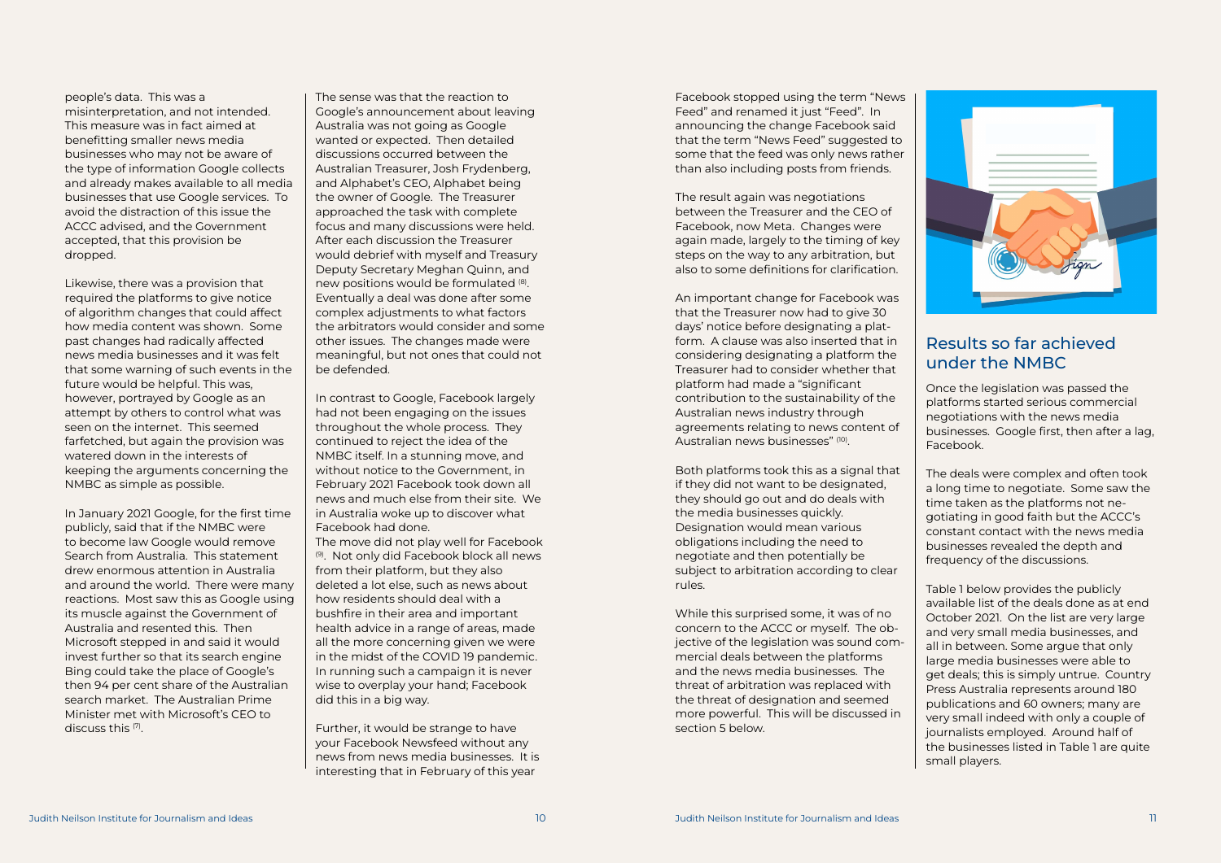people's data. This was a misinterpretation, and not intended. This measure was in fact aimed at benefitting smaller news media businesses who may not be aware of the type of information Google collects and already makes available to all media businesses that use Google services. To avoid the distraction of this issue the ACCC advised, and the Government accepted, that this provision be dropped.

Likewise, there was a provision that required the platforms to give notice of algorithm changes that could affect how media content was shown. Some past changes had radically affected news media businesses and it was felt that some warning of such events in the future would be helpful. This was, however, portrayed by Google as an attempt by others to control what was seen on the internet. This seemed farfetched, but again the provision was watered down in the interests of keeping the arguments concerning the NMBC as simple as possible.

In January 2021 Google, for the first time publicly, said that if the NMBC were to become law Google would remove Search from Australia. This statement drew enormous attention in Australia and around the world. There were many reactions. Most saw this as Google using its muscle against the Government of Australia and resented this. Then Microsoft stepped in and said it would invest further so that its search engine Bing could take the place of Google's then 94 per cent share of the Australian search market. The Australian Prime Minister met with Microsoft's CEO to discuss this [7].

The sense was that the reaction to Google's announcement about leaving Australia was not going as Google wanted or expected. Then detailed discussions occurred between the Australian Treasurer, Josh Frydenberg, and Alphabet's CEO, Alphabet being the owner of Google. The Treasurer approached the task with complete focus and many discussions were held. After each discussion the Treasurer would debrief with myself and Treasury Deputy Secretary Meghan Quinn, and new positions would be formulated [8]. Eventually a deal was done after some complex adjustments to what factors the arbitrators would consider and some other issues. The changes made were meaningful, but not ones that could not be defended.

In contrast to Google, Facebook largely had not been engaging on the issues throughout the whole process. They continued to reject the idea of the NMBC itself. In a stunning move, and without notice to the Government, in February 2021 Facebook took down all news and much else from their site. We in Australia woke up to discover what Facebook had done.

The move did not play well for Facebook [9]. Not only did Facebook block all news from their platform, but they also deleted a lot else, such as news about how residents should deal with a bushfire in their area and important health advice in a range of areas, made all the more concerning given we were in the midst of the COVID 19 pandemic. In running such a campaign it is never wise to overplay your hand; Facebook did this in a big way.

Further, it would be strange to have your Facebook Newsfeed without any news from news media businesses. It is interesting that in February of this year Facebook stopped using the term "News Feed" and renamed it just "Feed". In announcing the change Facebook said that the term "News Feed" suggested to some that the feed was only news rather than also including posts from friends.

The result again was negotiations between the Treasurer and the CEO of Facebook, now Meta. Changes were again made, largely to the timing of key steps on the way to any arbitration, but also to some definitions for clarification.

An important change for Facebook was that the Treasurer now had to give 30 days' notice before designating a platform. A clause was also inserted that in considering designating a platform the Treasurer had to consider whether that platform had made a "significant contribution to the sustainability of the Australian news industry through agreements relating to news content of Australian news businesses" [10].

Both platforms took this as a signal that if they did not want to be designated, they should go out and do deals with the media businesses quickly. Designation would mean various obligations including the need to negotiate and then potentially be subject to arbitration according to clear rules.

While this surprised some, it was of no concern to the ACCC or myself. The objective of the legislation was sound commercial deals between the platforms and the news media businesses. The threat of arbitration was replaced with the threat of designation and seemed more powerful. This will be discussed in section 5 below.

## Results so far achieved under the NMBC

Once the legislation was passed the platforms started serious commercial negotiations with the news media businesses. Google first, then after a lag, Facebook.

The deals were complex and often took a long time to negotiate. Some saw the time taken as the platforms not negotiating in good faith but the ACCC's constant contact with the news media businesses revealed the depth and frequency of the discussions.

Table 1 below provides the publicly available list of the deals done as at end October 2021. On the list are very large and very small media businesses, and all in between. Some argue that only large media businesses were able to get deals; this is simply untrue. Country Press Australia represents around 180 publications and 60 owners; many are very small indeed with only a couple of journalists employed. Around half of the businesses listed in Table 1 are quite small players.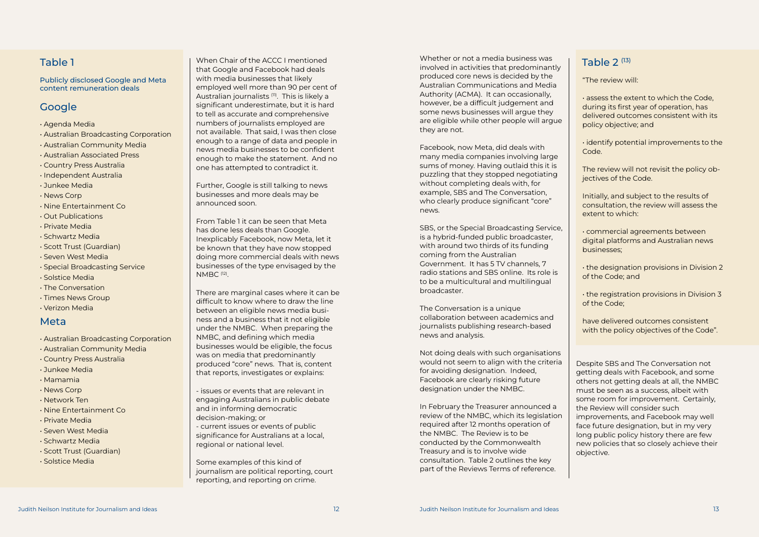## Table 1

Publicly disclosed Google and Meta content remuneration deals

### Google

- Agenda Media
- Australian Broadcasting Corporation
- Australian Community Media
- Australian Associated Press
- Country Press Australia
- Independent Australia
- Junkee Media
- News Corp
- Nine Entertainment Co
- Out Publications
- Private Media
- Schwartz Media
- Scott Trust (Guardian)
- Seven West Media
- Special Broadcasting Service
- Solstice Media
- The Conversation
- Times News Group
- Verizon Media

### Meta

- Australian Broadcasting Corporation
- Australian Community Media
- Country Press Australia
- Junkee Media
- Mamamia
- News Corp
- Network Ten
- Nine Entertainment Co
- Private Media
- Seven West Media
- Schwartz Media
- Scott Trust (Guardian)
- Solstice Media

When Chair of the ACCC I mentioned that Google and Facebook had deals with media businesses that likely employed well more than 90 per cent of Australian journalists [11]. This is likely a significant underestimate, but it is hard to tell as accurate and comprehensive numbers of journalists employed are not available. That said, I was then close enough to a range of data and people in news media businesses to be confident enough to make the statement. And no one has attempted to contradict it.

Further, Google is still talking to news businesses and more deals may be announced soon.

From Table 1 it can be seen that Meta has done less deals than Google. Inexplicably Facebook, now Meta, let it be known that they have now stopped doing more commercial deals with news businesses of the type envisaged by the NMBC [12].

There are marginal cases where it can be difficult to know where to draw the line between an eligible news media business and a business that it not eligible under the NMBC. When preparing the NMBC, and defining which media businesses would be eligible, the focus was on media that predominantly produced "core" news. That is, content that reports, investigates or explains:

- issues or events that are relevant in engaging Australians in public debate and in informing democratic decision-making; or
- current issues or events of public significance for Australians at a local, regional or national level.

Some examples of this kind of journalism are political reporting, court reporting, and reporting on crime.

Whether or not a media business was involved in activities that predominantly produced core news is decided by the Australian Communications and Media Authority (ACMA). It can occasionally, however, be a difficult judgement and some news businesses will argue they are eligible while other people will argue they are not.

Facebook, now Meta, did deals with many media companies involving large sums of money. Having outlaid this it is puzzling that they stopped negotiating without completing deals with, for example, SBS and The Conversation, who clearly produce significant "core" news.

SBS, or the Special Broadcasting Service, is a hybrid-funded public broadcaster, with around two thirds of its funding coming from the Australian Government. It has 5 TV channels, 7 radio stations and SBS online. Its role is to be a multicultural and multilingual broadcaster.

The Conversation is a unique collaboration between academics and journalists publishing research-based news and analysis.

Not doing deals with such organisations would not seem to align with the criteria for avoiding designation. Indeed, Facebook are clearly risking future designation under the NMBC.

In February the Treasurer announced a review of the NMBC, which its legislation required after 12 months operation of the NMBC. The Review is to be conducted by the Commonwealth Treasury and is to involve wide consultation. Table 2 outlines the key part of the Reviews Terms of reference.

## Table 2 [13]

"The review will:

- assess the extent to which the Code, during its first year of operation, has delivered outcomes consistent with its policy objective; and
- identify potential improvements to the Code.

The review will not revisit the policy objectives of the Code.

Initially, and subject to the results of consultation, the review will assess the extent to which:

- commercial agreements between digital platforms and Australian news businesses;
- the designation provisions in Division 2 of the Code; and
- the registration provisions in Division 3 of the Code;

have delivered outcomes consistent with the policy objectives of the Code".

Despite SBS and The Conversation not getting deals with Facebook, and some others not getting deals at all, the NMBC must be seen as a success, albeit with some room for improvement. Certainly, the Review will consider such improvements, and Facebook may well face future designation, but in my very long public policy history there are few new policies that so closely achieve their objective.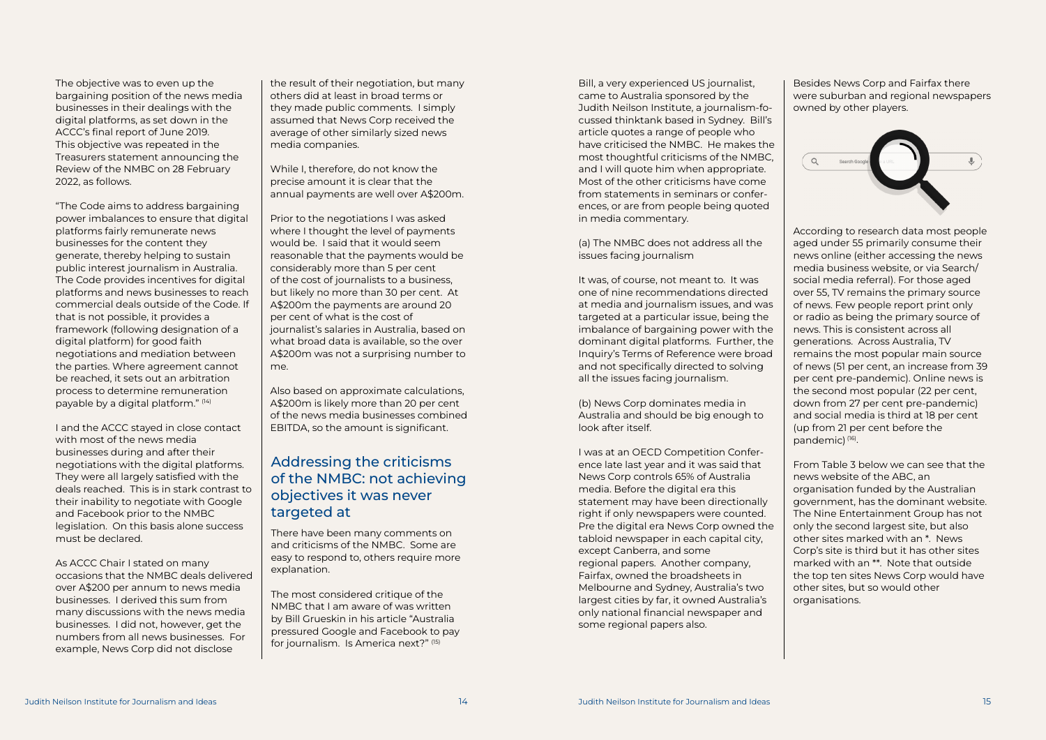The objective was to even up the bargaining position of the news media businesses in their dealings with the digital platforms, as set down in the ACCC's final report of June 2019. This objective was repeated in the Treasurers statement announcing the Review of the NMBC on 28 February 2022, as follows.

"The Code aims to address bargaining power imbalances to ensure that digital platforms fairly remunerate news businesses for the content they generate, thereby helping to sustain public interest journalism in Australia. The Code provides incentives for digital platforms and news businesses to reach commercial deals outside of the Code. If that is not possible, it provides a framework (following designation of a digital platform) for good faith negotiations and mediation between the parties. Where agreement cannot be reached, it sets out an arbitration process to determine remuneration payable by a digital platform." [14]

I and the ACCC stayed in close contact with most of the news media businesses during and after their negotiations with the digital platforms. They were all largely satisfied with the deals reached. This is in stark contrast to their inability to negotiate with Google and Facebook prior to the NMBC legislation. On this basis alone success must be declared.

As ACCC Chair I stated on many occasions that the NMBC deals delivered over A$200 per annum to news media businesses. I derived this sum from many discussions with the news media businesses. I did not, however, get the numbers from all news businesses. For example, News Corp did not disclose the result of their negotiation, but many others did at least in broad terms or they made public comments. I simply assumed that News Corp received the average of other similarly sized news media companies.

While I, therefore, do not know the precise amount it is clear that the annual payments are well over A$200m.

Prior to the negotiations I was asked where I thought the level of payments would be. I said that it would seem reasonable that the payments would be considerably more than 5 per cent of the cost of journalists to a business, but likely no more than 30 per cent. At A$200m the payments are around 20 per cent of what is the cost of journalist's salaries in Australia, based on what broad data is available, so the over A$200m was not a surprising number to me.

Also based on approximate calculations, A$200m is likely more than 20 per cent of the news media businesses combined EBITDA, so the amount is significant.

## Addressing the criticisms of the NMBC: not achieving objectives it was never targeted at

There have been many comments on and criticisms of the NMBC. Some are easy to respond to, others require more explanation.

The most considered critique of the NMBC that I am aware of was written by Bill Grueskin in his article "Australia pressured Google and Facebook to pay for journalism. Is America next?" [15]

Bill, a very experienced US journalist, came to Australia sponsored by the Judith Neilson Institute, a journalism-focussed thinktank based in Sydney. Bill's article quotes a range of people who have criticised the NMBC. He makes the most thoughtful criticisms of the NMBC, and I will quote him when appropriate. Most of the other criticisms have come from statements in seminars or conferences, or are from people being quoted in media commentary.

(a) The NMBC does not address all the issues facing journalism

It was, of course, not meant to. It was one of nine recommendations directed at media and journalism issues, and was targeted at a particular issue, being the imbalance of bargaining power with the dominant digital platforms. Further, the Inquiry's Terms of Reference were broad and not specifically directed to solving all the issues facing journalism.

(b) News Corp dominates media in Australia and should be big enough to look after itself.

I was at an OECD Competition Conference late last year and it was said that News Corp controls 65% of Australia media. Before the digital era this statement may have been directionally right if only newspapers were counted. Pre the digital era News Corp owned the tabloid newspaper in each capital city, except Canberra, and some regional papers. Another company, Fairfax, owned the broadsheets in Melbourne and Sydney, Australia's two largest cities by far, it owned Australia's only national financial newspaper and some regional papers also.

Besides News Corp and Fairfax there were suburban and regional newspapers owned by other players.

According to research data most people aged under 55 primarily consume their news online (either accessing the news media business website, or via Search/social media referral). For those aged over 55, TV remains the primary source of news. Few people report print only or radio as being the primary source of news. This is consistent across all generations. Across Australia, TV remains the most popular main source of news (51 per cent, an increase from 39 per cent pre-pandemic). Online news is the second most popular (22 per cent, down from 27 per cent pre-pandemic) and social media is third at 18 per cent (up from 21 per cent before the pandemic) [16].

From Table 3 below we can see that the news website of the ABC, an organisation funded by the Australian government, has the dominant website. The Nine Entertainment Group has not only the second largest site, but also other sites marked with an *. News Corp's site is third but it has other sites marked with an **. Note that outside the top ten sites News Corp would have other sites, but so would other organisations.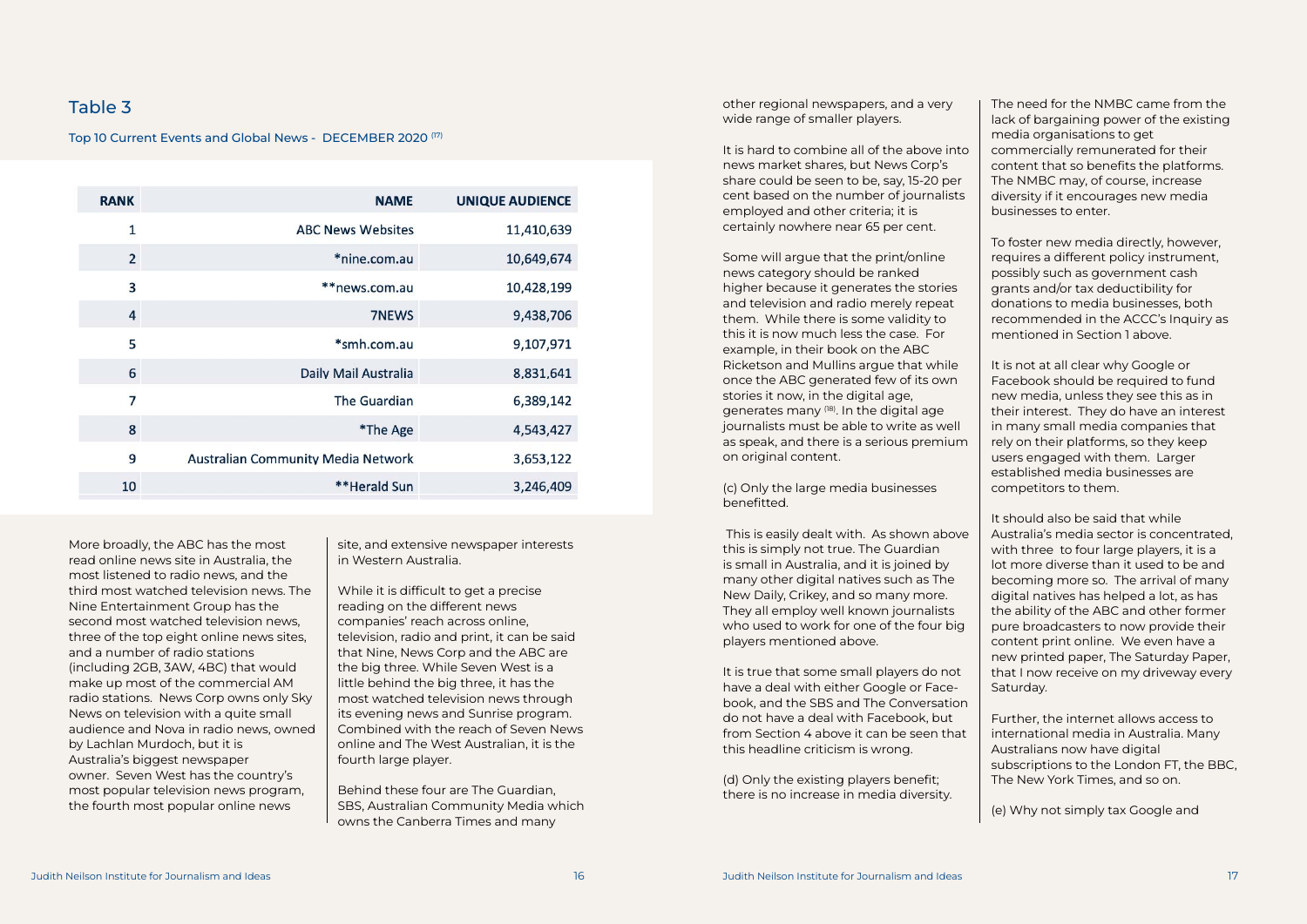## Table 3

Top 10 Current Events and Global News - DECEMBER 2020 [17]

| RANK | NAME | UNIQUE AUDIENCE |
|---|---|---|
| 1 | ABC News Websites | 11,410,639 |
| 2 | *nine.com.au | 10,649,674 |
| 3 | **news.com.au | 10,428,199 |
| 4 | 7NEWS | 9,438,706 |
| 5 | *smh.com.au | 9,107,971 |
| 6 | Daily Mail Australia | 8,831,641 |
| 7 | The Guardian | 6,389,142 |
| 8 | *The Age | 4,543,427 |
| 9 | Australian Community Media Network | 3,653,122 |
| 10 | **Herald Sun | 3,246,409 |

More broadly, the ABC has the most read online news site in Australia, the most listened to radio news, and the third most watched television news. The Nine Entertainment Group has the second most watched television news, three of the top eight online news sites, and a number of radio stations (including 2GB, 3AW, 4BC) that would make up most of the commercial AM radio stations. News Corp owns only Sky News on television with a quite small audience and Nova in radio news, owned by Lachlan Murdoch, but it is Australia's biggest newspaper owner. Seven West has the country's most popular television news program, the fourth most popular online news site, and extensive newspaper interests in Western Australia.

While it is difficult to get a precise reading on the different news companies' reach across online, television, radio and print, it can be said that Nine, News Corp and the ABC are the big three. While Seven West is a little behind the big three, it has the most watched television news through its evening news and Sunrise program. Combined with the reach of Seven News online and The West Australian, it is the fourth large player.

Behind these four are The Guardian, SBS, Australian Community Media which owns the Canberra Times and many other regional newspapers, and a very wide range of smaller players.

It is hard to combine all of the above into news market shares, but News Corp's share could be seen to be, say, 15-20 per cent based on the number of journalists employed and other criteria; it is certainly nowhere near 65 per cent.

Some will argue that the print/online news category should be ranked higher because it generates the stories and television and radio merely repeat them. While there is some validity to this it is now much less the case. For example, in their book on the ABC Ricketson and Mullins argue that while once the ABC generated few of its own stories it now, in the digital age, generates many [18]. In the digital age journalists must be able to write as well as speak, and there is a serious premium on original content.

(c) Only the large media businesses benefitted.

This is easily dealt with. As shown above this is simply not true. The Guardian is small in Australia, and it is joined by many other digital natives such as The New Daily, Crikey, and so many more. They all employ well known journalists who used to work for one of the four big players mentioned above.

It is true that some small players do not have a deal with either Google or Facebook, and the SBS and The Conversation do not have a deal with Facebook, but from Section 4 above it can be seen that this headline criticism is wrong.

(d) Only the existing players benefit; there is no increase in media diversity.

The need for the NMBC came from the lack of bargaining power of the existing media organisations to get commercially remunerated for their content that so benefits the platforms. The NMBC may, of course, increase diversity if it encourages new media businesses to enter.

To foster new media directly, however, requires a different policy instrument, possibly such as government cash grants and/or tax deductibility for donations to media businesses, both recommended in the ACCC's Inquiry as mentioned in Section 1 above.

It is not at all clear why Google or Facebook should be required to fund new media, unless they see this as in their interest. They do have an interest in many small media companies that rely on their platforms, so they keep users engaged with them. Larger established media businesses are competitors to them.

It should also be said that while Australia's media sector is concentrated, with three to four large players, it is a lot more diverse than it used to be and becoming more so. The arrival of many digital natives has helped a lot, as has the ability of the ABC and other former pure broadcasters to now provide their content print online. We even have a new printed paper, The Saturday Paper, that I now receive on my driveway every Saturday.

Further, the internet allows access to international media in Australia. Many Australians now have digital subscriptions to the London FT, the BBC, The New York Times, and so on.

(e) Why not simply tax Google and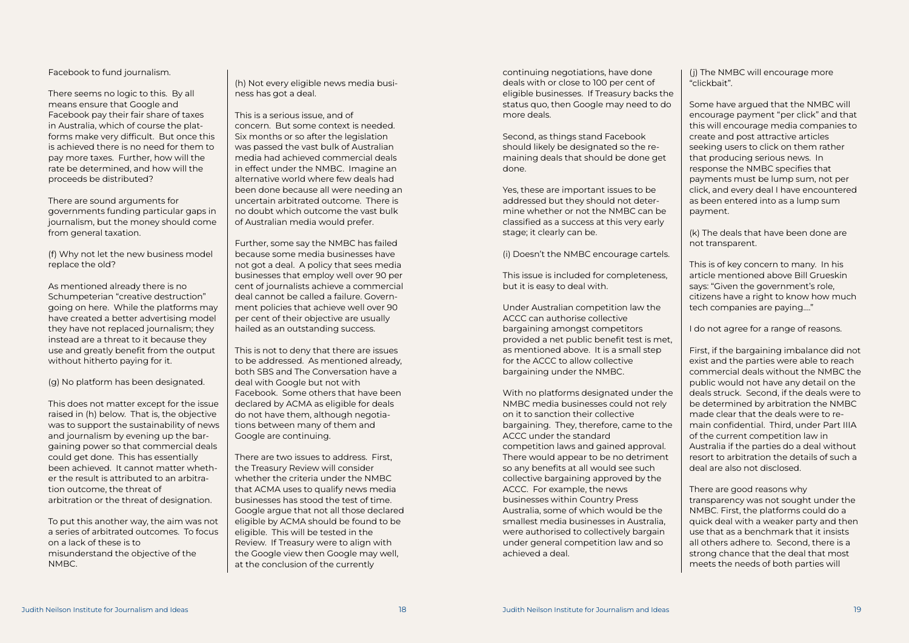Facebook to fund journalism.

There seems no logic to this. By all means ensure that Google and Facebook pay their fair share of taxes in Australia, which of course the platforms make very difficult. But once this is achieved there is no need for them to pay more taxes. Further, how will the rate be determined, and how will the proceeds be distributed?

There are sound arguments for governments funding particular gaps in journalism, but the money should come from general taxation.

(f) Why not let the new business model replace the old?

As mentioned already there is no Schumpeterian "creative destruction" going on here. While the platforms may have created a better advertising model they have not replaced journalism; they instead are a threat to it because they use and greatly benefit from the output without hitherto paying for it.

(g) No platform has been designated.

This does not matter except for the issue raised in (h) below. That is, the objective was to support the sustainability of news and journalism by evening up the bargaining power so that commercial deals could get done. This has essentially been achieved. It cannot matter whether the result is attributed to an arbitration outcome, the threat of arbitration or the threat of designation.

To put this another way, the aim was not a series of arbitrated outcomes. To focus on a lack of these is to misunderstand the objective of the NMBC.

(h) Not every eligible news media business has got a deal.

This is a serious issue, and of concern. But some context is needed. Six months or so after the legislation was passed the vast bulk of Australian media had achieved commercial deals in effect under the NMBC. Imagine an alternative world where few deals had been done because all were needing an uncertain arbitrated outcome. There is no doubt which outcome the vast bulk of Australian media would prefer.

Further, some say the NMBC has failed because some media businesses have not got a deal. A policy that sees media businesses that employ well over 90 per cent of journalists achieve a commercial deal cannot be called a failure. Government policies that achieve well over 90 per cent of their objective are usually hailed as an outstanding success.

This is not to deny that there are issues to be addressed. As mentioned already, both SBS and The Conversation have a deal with Google but not with Facebook. Some others that have been declared by ACMA as eligible for deals do not have them, although negotiations between many of them and Google are continuing.

There are two issues to address. First, the Treasury Review will consider whether the criteria under the NMBC that ACMA uses to qualify news media businesses has stood the test of time. Google argue that not all those declared eligible by ACMA should be found to be eligible. This will be tested in the Review. If Treasury were to align with the Google view then Google may well, at the conclusion of the currently continuing negotiations, have done deals with or close to 100 per cent of eligible businesses. If Treasury backs the status quo, then Google may need to do more deals.

Second, as things stand Facebook should likely be designated so the remaining deals that should be done get done.

Yes, these are important issues to be addressed but they should not determine whether or not the NMBC can be classified as a success at this very early stage; it clearly can be.

(i) Doesn't the NMBC encourage cartels.

This issue is included for completeness, but it is easy to deal with.

Under Australian competition law the ACCC can authorise collective bargaining amongst competitors provided a net public benefit test is met, as mentioned above. It is a small step for the ACCC to allow collective bargaining under the NMBC.

With no platforms designated under the NMBC media businesses could not rely on it to sanction their collective bargaining. They, therefore, came to the ACCC under the standard competition laws and gained approval. There would appear to be no detriment so any benefits at all would see such collective bargaining approved by the ACCC. For example, the news businesses within Country Press Australia, some of which would be the smallest media businesses in Australia, were authorised to collectively bargain under general competition law and so achieved a deal.

(j) The NMBC will encourage more "clickbait".

Some have argued that the NMBC will encourage payment "per click" and that this will encourage media companies to create and post attractive articles seeking users to click on them rather that producing serious news. In response the NMBC specifies that payments must be lump sum, not per click, and every deal I have encountered as been entered into as a lump sum payment.

(k) The deals that have been done are not transparent.

This is of key concern to many. In his article mentioned above Bill Grueskin says: "Given the government's role, citizens have a right to know how much tech companies are paying...."

I do not agree for a range of reasons.

First, if the bargaining imbalance did not exist and the parties were able to reach commercial deals without the NMBC the public would not have any detail on the deals struck. Second, if the deals were to be determined by arbitration the NMBC made clear that the deals were to remain confidential. Third, under Part IIIA of the current competition law in Australia if the parties do a deal without resort to arbitration the details of such a deal are also not disclosed.

There are good reasons why transparency was not sought under the NMBC. First, the platforms could do a quick deal with a weaker party and then use that as a benchmark that it insists all others adhere to. Second, there is a strong chance that the deal that most meets the needs of both parties will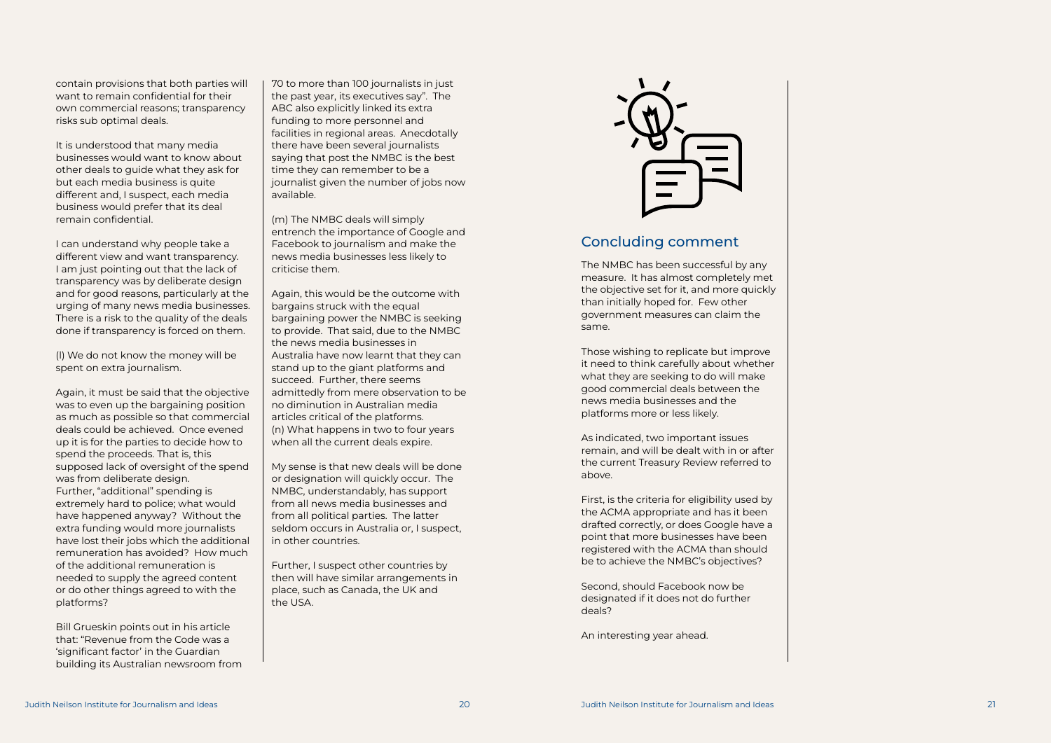contain provisions that both parties will want to remain confidential for their own commercial reasons; transparency risks sub optimal deals.

It is understood that many media businesses would want to know about other deals to guide what they ask for but each media business is quite different and, I suspect, each media business would prefer that its deal remain confidential.

I can understand why people take a different view and want transparency. I am just pointing out that the lack of transparency was by deliberate design and for good reasons, particularly at the urging of many news media businesses. There is a risk to the quality of the deals done if transparency is forced on them.

(l) We do not know the money will be spent on extra journalism.

Again, it must be said that the objective was to even up the bargaining position as much as possible so that commercial deals could be achieved. Once evened up it is for the parties to decide how to spend the proceeds. That is, this supposed lack of oversight of the spend was from deliberate design. Further, "additional" spending is extremely hard to police; what would have happened anyway? Without the extra funding would more journalists have lost their jobs which the additional remuneration has avoided? How much of the additional remuneration is needed to supply the agreed content or do other things agreed to with the platforms?

Bill Grueskin points out in his article that: "Revenue from the Code was a 'significant factor' in the Guardian building its Australian newsroom from 70 to more than 100 journalists in just the past year, its executives say". The ABC also explicitly linked its extra funding to more personnel and facilities in regional areas. Anecdotally there have been several journalists saying that post the NMBC is the best time they can remember to be a journalist given the number of jobs now available.

(m) The NMBC deals will simply entrench the importance of Google and Facebook to journalism and make the news media businesses less likely to criticise them.

Again, this would be the outcome with bargains struck with the equal bargaining power the NMBC is seeking to provide. That said, due to the NMBC the news media businesses in Australia have now learnt that they can stand up to the giant platforms and succeed. Further, there seems admittedly from mere observation to be no diminution in Australian media articles critical of the platforms.

(n) What happens in two to four years when all the current deals expire.

My sense is that new deals will be done or designation will quickly occur. The NMBC, understandably, has support from all news media businesses and from all political parties. The latter seldom occurs in Australia or, I suspect, in other countries.

Further, I suspect other countries by then will have similar arrangements in place, such as Canada, the UK and the USA.

## Concluding comment

The NMBC has been successful by any measure. It has almost completely met the objective set for it, and more quickly than initially hoped for. Few other government measures can claim the same.

Those wishing to replicate but improve it need to think carefully about whether what they are seeking to do will make good commercial deals between the news media businesses and the platforms more or less likely.

As indicated, two important issues remain, and will be dealt with in or after the current Treasury Review referred to above.

First, is the criteria for eligibility used by the ACMA appropriate and has it been drafted correctly, or does Google have a point that more businesses have been registered with the ACMA than should be to achieve the NMBC's objectives?

Second, should Facebook now be designated if it does not do further deals?

An interesting year ahead.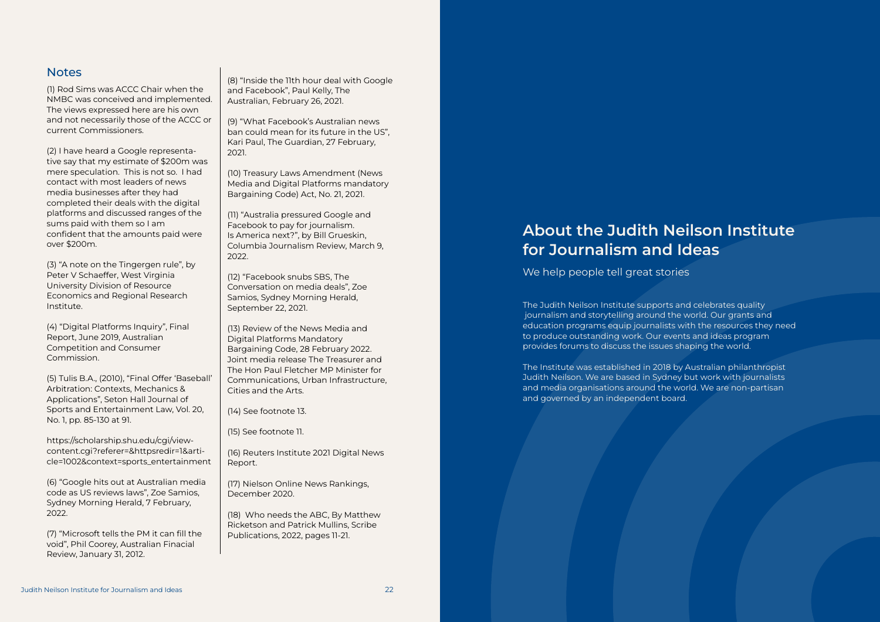## Notes

(1) Rod Sims was ACCC Chair when the NMBC was conceived and implemented. The views expressed here are his own and not necessarily those of the ACCC or current Commissioners.

(2) I have heard a Google representative say that my estimate of $200m was mere speculation. This is not so. I had contact with most leaders of news media businesses after they had completed their deals with the digital platforms and discussed ranges of the sums paid with them so I am confident that the amounts paid were over $200m.

(3) "A note on the Tingergen rule", by Peter V Schaeffer, West Virginia University Division of Resource Economics and Regional Research Institute.

(4) "Digital Platforms Inquiry", Final Report, June 2019, Australian Competition and Consumer Commission.

(5) Tulis B.A., (2010), "Final Offer 'Baseball' Arbitration: Contexts, Mechanics & Applications", Seton Hall Journal of Sports and Entertainment Law, Vol. 20, No. 1, pp. 85-130 at 91.

https://scholarship.shu.edu/cgi/viewcontent.cgi?referer=&httpsredir=1&article=1002&context=sports_entertainment

(6) "Google hits out at Australian media code as US reviews laws", Zoe Samios, Sydney Morning Herald, 7 February, 2022.

(7) "Microsoft tells the PM it can fill the void", Phil Coorey, Australian Finacial Review, January 31, 2012.

(8) "Inside the 11th hour deal with Google and Facebook", Paul Kelly, The Australian, February 26, 2021.

(9) "What Facebook's Australian news ban could mean for its future in the US", Kari Paul, The Guardian, 27 February, 2021.

(10) Treasury Laws Amendment (News Media and Digital Platforms mandatory Bargaining Code) Act, No. 21, 2021.

(11) "Australia pressured Google and Facebook to pay for journalism. Is America next?", by Bill Grueskin, Columbia Journalism Review, March 9, 2022.

(12) "Facebook snubs SBS, The Conversation on media deals", Zoe Samios, Sydney Morning Herald, September 22, 2021.

(13) Review of the News Media and Digital Platforms Mandatory Bargaining Code, 28 February 2022. Joint media release The Treasurer and The Hon Paul Fletcher MP Minister for Communications, Urban Infrastructure, Cities and the Arts.

(14) See footnote 13.

(15) See footnote 11.

(16) Reuters Institute 2021 Digital News Report.

(17) Nielson Online News Rankings, December 2020.

(18) Who needs the ABC, By Matthew Ricketson and Patrick Mullins, Scribe Publications, 2022, pages 11-21.

## About the Judith Neilson Institute for Journalism and Ideas

We help people tell great stories

The Judith Neilson Institute supports and celebrates quality journalism and storytelling around the world. Our grants and education programs equip journalists with the resources they need to produce outstanding work. Our events and ideas program provides forums to discuss the issues shaping the world.

The Institute was established in 2018 by Australian philanthropist Judith Neilson. We are based in Sydney but work with journalists and media organisations around the world. We are non-partisan and governed by an independent board.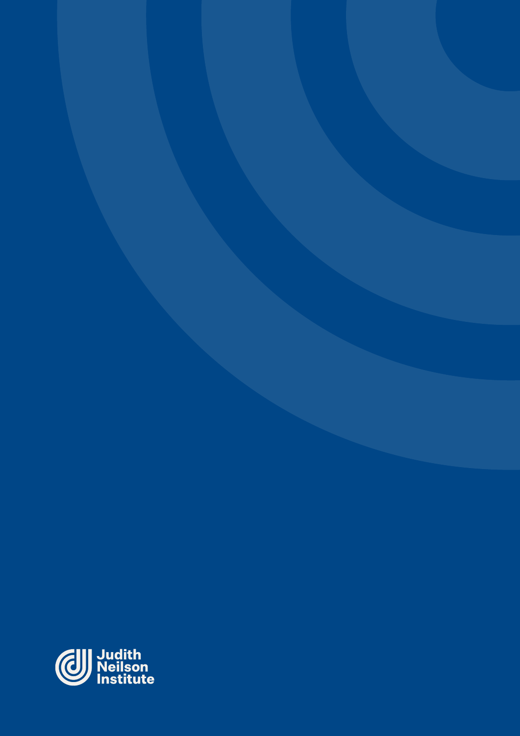Judith Neilson Institute